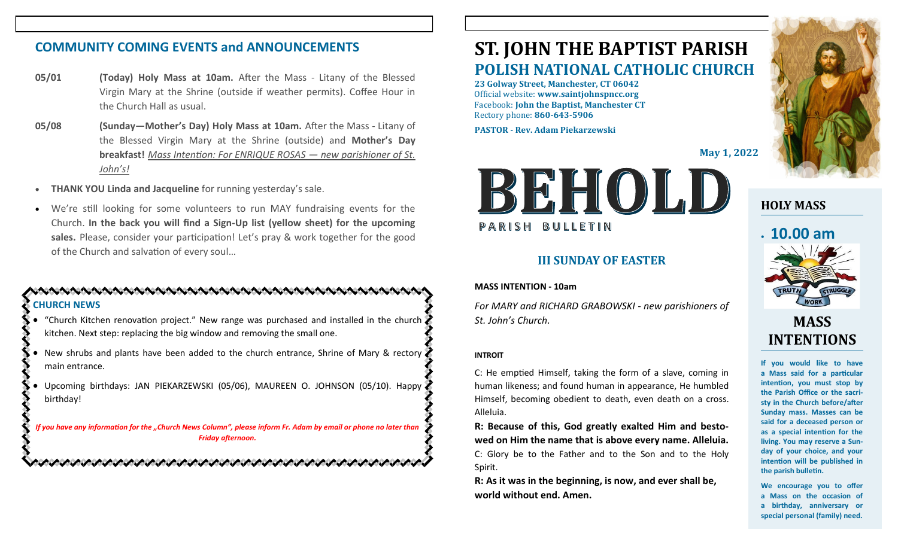## COMMUNITY COMING EVENTS and ANNOUNCEMENTS

**05/01** **(Today) Holy Mass at 10am.** After the Mass - Litany of the Blessed Virgin Mary at the Shrine (outside if weather permits). Coffee Hour in the Church Hall as usual.

**05/08** **(Sunday—Mother's Day) Holy Mass at 10am.** After the Mass - Litany of the Blessed Virgin Mary at the Shrine (outside) and **Mother's Day breakfast!** *Mass Intention: For ENRIQUE ROSAS — new parishioner of St. John's!*

- **THANK YOU Linda and Jacqueline** for running yesterday's sale.
- We're still looking for some volunteers to run MAY fundraising events for the Church. **In the back you will find a Sign-Up list (yellow sheet) for the upcoming sales.** Please, consider your participation! Let's pray & work together for the good of the Church and salvation of every soul…

### CHURCH NEWS

- "Church Kitchen renovation project." New range was purchased and installed in the church kitchen. Next step: replacing the big window and removing the small one.
- New shrubs and plants have been added to the church entrance, Shrine of Mary & rectory main entrance.
- Upcoming birthdays: JAN PIEKARZEWSKI (05/06), MAUREEN O. JOHNSON (05/10). Happy birthday!

***If you have any information for the „Church News Column", please inform Fr. Adam by email or phone no later than Friday afternoon.***

# ST. JOHN THE BAPTIST PARISH

## POLISH NATIONAL CATHOLIC CHURCH

**23 Golway Street, Manchester, CT 06042**
Official website: **www.saintjohnspncc.org**
Facebook: **John the Baptist, Manchester CT**
Rectory phone: **860-643-5906**

**PASTOR - Rev. Adam Piekarzewski**

**May 1, 2022**

# BEHOLD

PARISH BULLETIN

## III SUNDAY OF EASTER

**MASS INTENTION - 10am**

*For MARY and RICHARD GRABOWSKI - new parishioners of St. John's Church.*

**INTROIT**

C: He emptied Himself, taking the form of a slave, coming in human likeness; and found human in appearance, He humbled Himself, becoming obedient to death, even death on a cross. Alleluia.

**R: Because of this, God greatly exalted Him and bestowed on Him the name that is above every name. Alleluia.**

C: Glory be to the Father and to the Son and to the Holy Spirit.

**R: As it was in the beginning, is now, and ever shall be, world without end. Amen.**

### HOLY MASS

- **10.00 am**

TRUTH WORK STRUGGLE

### MASS INTENTIONS

**If you would like to have a Mass said for a particular intention, you must stop by the Parish Office or the sacristy in the Church before/after Sunday mass. Masses can be said for a deceased person or as a special intention for the living. You may reserve a Sunday of your choice, and your intention will be published in the parish bulletin.**

**We encourage you to offer a Mass on the occasion of a birthday, anniversary or special personal (family) need.**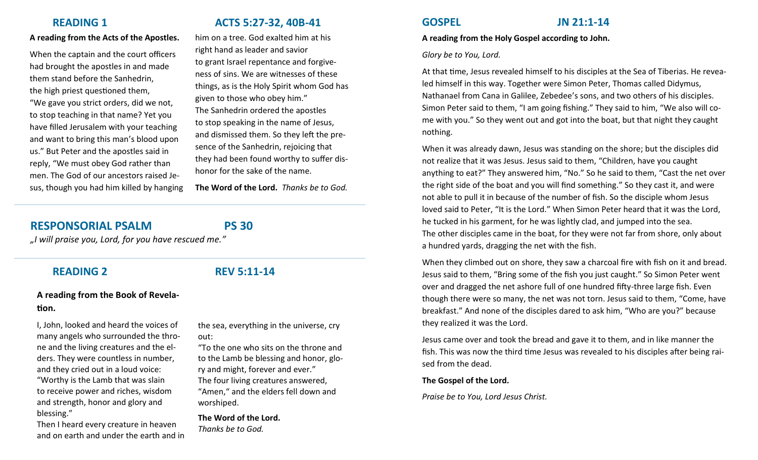## READING 1 — ACTS 5:27-32, 40B-41

**A reading from the Acts of the Apostles.**

When the captain and the court officers had brought the apostles in and made them stand before the Sanhedrin, the high priest questioned them, "We gave you strict orders, did we not, to stop teaching in that name? Yet you have filled Jerusalem with your teaching and want to bring this man's blood upon us." But Peter and the apostles said in reply, "We must obey God rather than men. The God of our ancestors raised Jesus, though you had him killed by hanging him on a tree. God exalted him at his right hand as leader and savior to grant Israel repentance and forgiveness of sins. We are witnesses of these things, as is the Holy Spirit whom God has given to those who obey him." The Sanhedrin ordered the apostles to stop speaking in the name of Jesus, and dismissed them. So they left the presence of the Sanhedrin, rejoicing that they had been found worthy to suffer dishonor for the sake of the name.

**The Word of the Lord.** *Thanks be to God.*

## RESPONSORIAL PSALM — PS 30

*„I will praise you, Lord, for you have rescued me."*

## READING 2 — REV 5:11-14

**A reading from the Book of Revelation.**

I, John, looked and heard the voices of many angels who surrounded the throne and the living creatures and the elders. They were countless in number, and they cried out in a loud voice:
"Worthy is the Lamb that was slain to receive power and riches, wisdom and strength, honor and glory and blessing."
Then I heard every creature in heaven and on earth and under the earth and in the sea, everything in the universe, cry out:
"To the one who sits on the throne and to the Lamb be blessing and honor, glory and might, forever and ever."
The four living creatures answered, "Amen," and the elders fell down and worshiped.

**The Word of the Lord.**
*Thanks be to God.*

## GOSPEL — JN 21:1-14

**A reading from the Holy Gospel according to John.**

*Glory be to You, Lord.*

At that time, Jesus revealed himself to his disciples at the Sea of Tiberias. He revealed himself in this way. Together were Simon Peter, Thomas called Didymus, Nathanael from Cana in Galilee, Zebedee's sons, and two others of his disciples. Simon Peter said to them, "I am going fishing." They said to him, "We also will come with you." So they went out and got into the boat, but that night they caught nothing.

When it was already dawn, Jesus was standing on the shore; but the disciples did not realize that it was Jesus. Jesus said to them, "Children, have you caught anything to eat?" They answered him, "No." So he said to them, "Cast the net over the right side of the boat and you will find something." So they cast it, and were not able to pull it in because of the number of fish. So the disciple whom Jesus loved said to Peter, "It is the Lord." When Simon Peter heard that it was the Lord, he tucked in his garment, for he was lightly clad, and jumped into the sea. The other disciples came in the boat, for they were not far from shore, only about a hundred yards, dragging the net with the fish.

When they climbed out on shore, they saw a charcoal fire with fish on it and bread. Jesus said to them, "Bring some of the fish you just caught." So Simon Peter went over and dragged the net ashore full of one hundred fifty-three large fish. Even though there were so many, the net was not torn. Jesus said to them, "Come, have breakfast." And none of the disciples dared to ask him, "Who are you?" because they realized it was the Lord.

Jesus came over and took the bread and gave it to them, and in like manner the fish. This was now the third time Jesus was revealed to his disciples after being raised from the dead.

**The Gospel of the Lord.**

*Praise be to You, Lord Jesus Christ.*